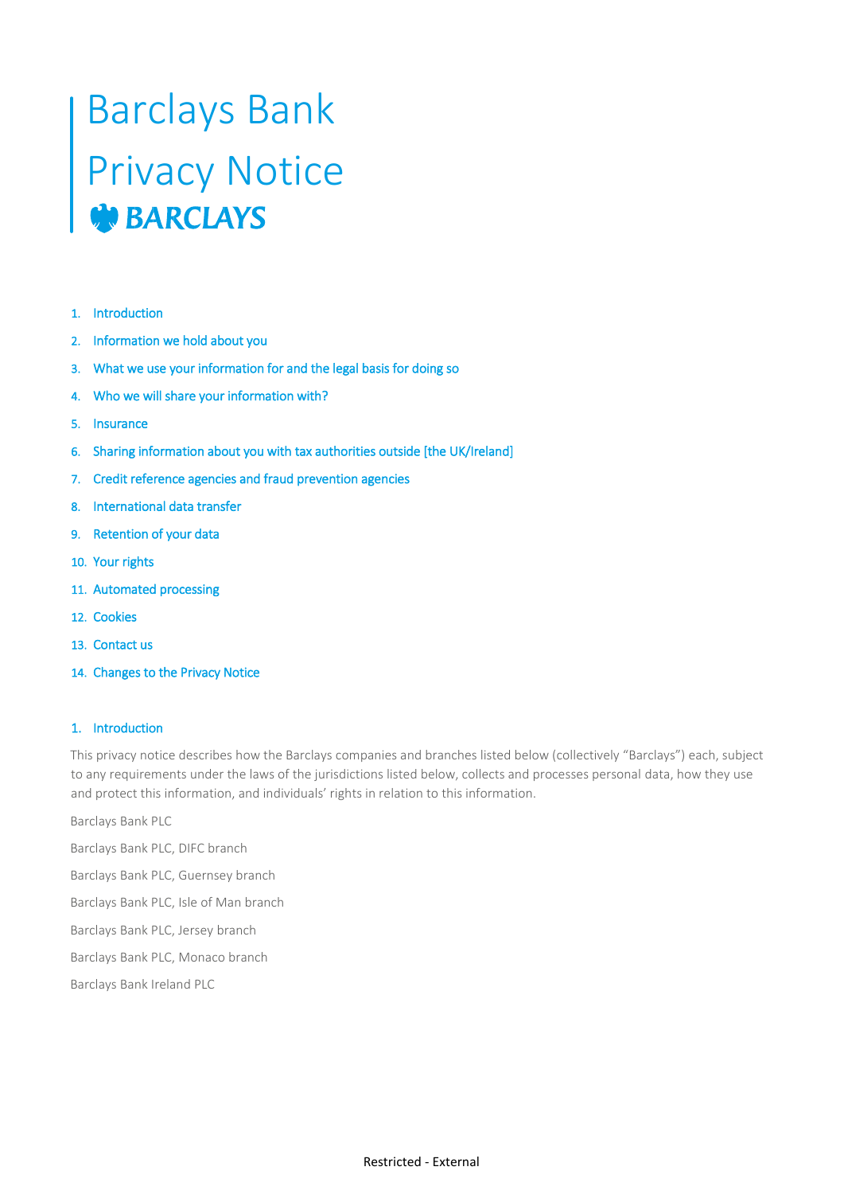# Barclays Bank

# Privacy Notice

BARCLAYS

1. Introduction
2. Information we hold about you
3. What we use your information for and the legal basis for doing so
4. Who we will share your information with?
5. Insurance
6. Sharing information about you with tax authorities outside [the UK/Ireland]
7. Credit reference agencies and fraud prevention agencies
8. International data transfer
9. Retention of your data
10. Your rights
11. Automated processing
12. Cookies
13. Contact us
14. Changes to the Privacy Notice

## 1. Introduction

This privacy notice describes how the Barclays companies and branches listed below (collectively "Barclays") each, subject to any requirements under the laws of the jurisdictions listed below, collects and processes personal data, how they use and protect this information, and individuals' rights in relation to this information.

Barclays Bank PLC

Barclays Bank PLC, DIFC branch

Barclays Bank PLC, Guernsey branch

Barclays Bank PLC, Isle of Man branch

Barclays Bank PLC, Jersey branch

Barclays Bank PLC, Monaco branch

Barclays Bank Ireland PLC

Restricted - External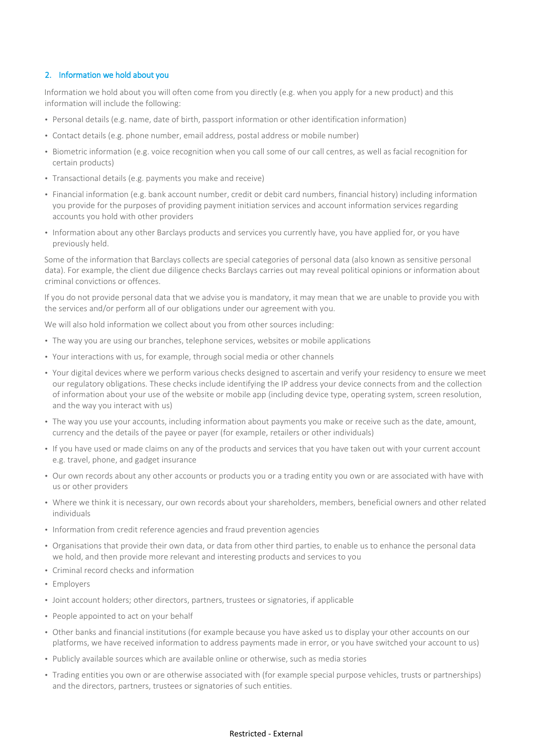## 2. Information we hold about you

Information we hold about you will often come from you directly (e.g. when you apply for a new product) and this information will include the following:

- Personal details (e.g. name, date of birth, passport information or other identification information)
- Contact details (e.g. phone number, email address, postal address or mobile number)
- Biometric information (e.g. voice recognition when you call some of our call centres, as well as facial recognition for certain products)
- Transactional details (e.g. payments you make and receive)
- Financial information (e.g. bank account number, credit or debit card numbers, financial history) including information you provide for the purposes of providing payment initiation services and account information services regarding accounts you hold with other providers
- Information about any other Barclays products and services you currently have, you have applied for, or you have previously held.

Some of the information that Barclays collects are special categories of personal data (also known as sensitive personal data). For example, the client due diligence checks Barclays carries out may reveal political opinions or information about criminal convictions or offences.

If you do not provide personal data that we advise you is mandatory, it may mean that we are unable to provide you with the services and/or perform all of our obligations under our agreement with you.

We will also hold information we collect about you from other sources including:

- The way you are using our branches, telephone services, websites or mobile applications
- Your interactions with us, for example, through social media or other channels
- Your digital devices where we perform various checks designed to ascertain and verify your residency to ensure we meet our regulatory obligations. These checks include identifying the IP address your device connects from and the collection of information about your use of the website or mobile app (including device type, operating system, screen resolution, and the way you interact with us)
- The way you use your accounts, including information about payments you make or receive such as the date, amount, currency and the details of the payee or payer (for example, retailers or other individuals)
- If you have used or made claims on any of the products and services that you have taken out with your current account e.g. travel, phone, and gadget insurance
- Our own records about any other accounts or products you or a trading entity you own or are associated with have with us or other providers
- Where we think it is necessary, our own records about your shareholders, members, beneficial owners and other related individuals
- Information from credit reference agencies and fraud prevention agencies
- Organisations that provide their own data, or data from other third parties, to enable us to enhance the personal data we hold, and then provide more relevant and interesting products and services to you
- Criminal record checks and information
- Employers
- Joint account holders; other directors, partners, trustees or signatories, if applicable
- People appointed to act on your behalf
- Other banks and financial institutions (for example because you have asked us to display your other accounts on our platforms, we have received information to address payments made in error, or you have switched your account to us)
- Publicly available sources which are available online or otherwise, such as media stories
- Trading entities you own or are otherwise associated with (for example special purpose vehicles, trusts or partnerships) and the directors, partners, trustees or signatories of such entities.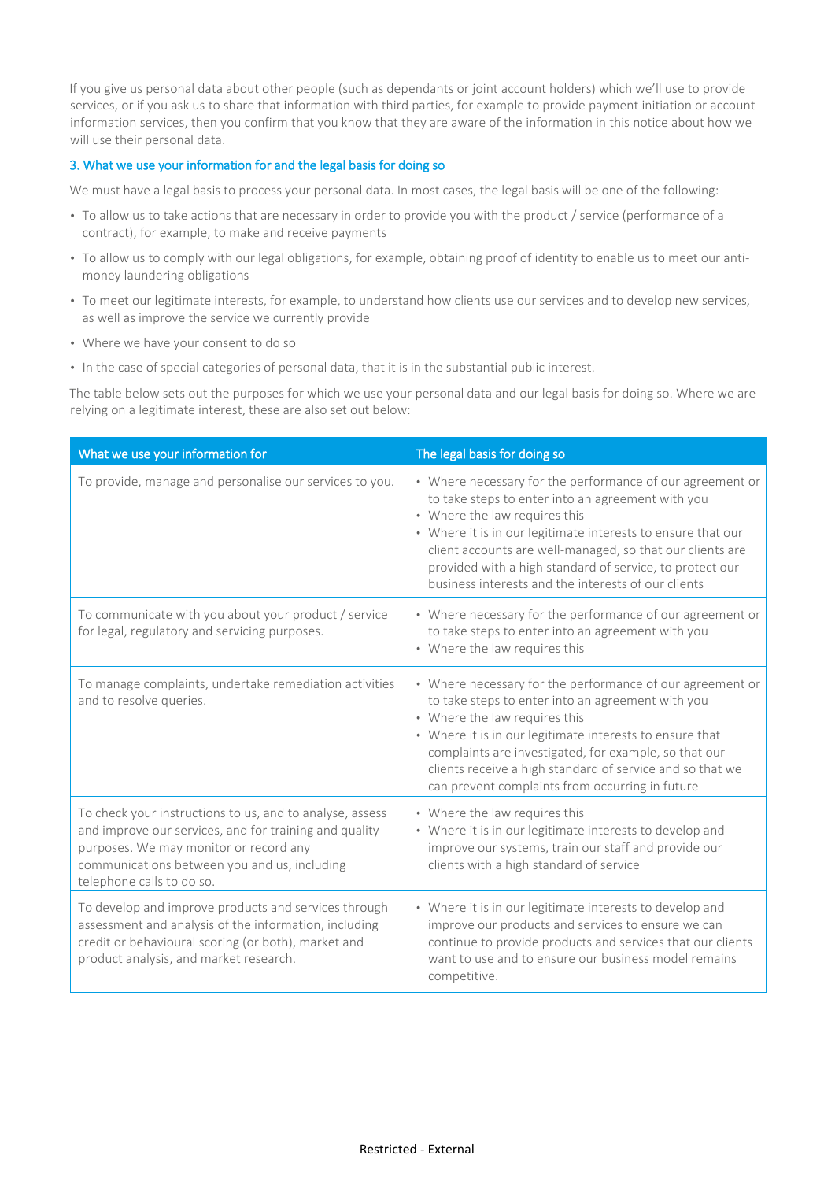If you give us personal data about other people (such as dependants or joint account holders) which we'll use to provide services, or if you ask us to share that information with third parties, for example to provide payment initiation or account information services, then you confirm that you know that they are aware of the information in this notice about how we will use their personal data.

## 3. What we use your information for and the legal basis for doing so

We must have a legal basis to process your personal data. In most cases, the legal basis will be one of the following:

- To allow us to take actions that are necessary in order to provide you with the product / service (performance of a contract), for example, to make and receive payments
- To allow us to comply with our legal obligations, for example, obtaining proof of identity to enable us to meet our anti-money laundering obligations
- To meet our legitimate interests, for example, to understand how clients use our services and to develop new services, as well as improve the service we currently provide
- Where we have your consent to do so
- In the case of special categories of personal data, that it is in the substantial public interest.

The table below sets out the purposes for which we use your personal data and our legal basis for doing so. Where we are relying on a legitimate interest, these are also set out below:

| What we use your information for | The legal basis for doing so |
|---|---|
| To provide, manage and personalise our services to you. | • Where necessary for the performance of our agreement or to take steps to enter into an agreement with you<br>• Where the law requires this<br>• Where it is in our legitimate interests to ensure that our client accounts are well-managed, so that our clients are provided with a high standard of service, to protect our business interests and the interests of our clients |
| To communicate with you about your product / service for legal, regulatory and servicing purposes. | • Where necessary for the performance of our agreement or to take steps to enter into an agreement with you<br>• Where the law requires this |
| To manage complaints, undertake remediation activities and to resolve queries. | • Where necessary for the performance of our agreement or to take steps to enter into an agreement with you<br>• Where the law requires this<br>• Where it is in our legitimate interests to ensure that complaints are investigated, for example, so that our clients receive a high standard of service and so that we can prevent complaints from occurring in future |
| To check your instructions to us, and to analyse, assess and improve our services, and for training and quality purposes. We may monitor or record any communications between you and us, including telephone calls to do so. | • Where the law requires this<br>• Where it is in our legitimate interests to develop and improve our systems, train our staff and provide our clients with a high standard of service |
| To develop and improve products and services through assessment and analysis of the information, including credit or behavioural scoring (or both), market and product analysis, and market research. | • Where it is in our legitimate interests to develop and improve our products and services to ensure we can continue to provide products and services that our clients want to use and to ensure our business model remains competitive. |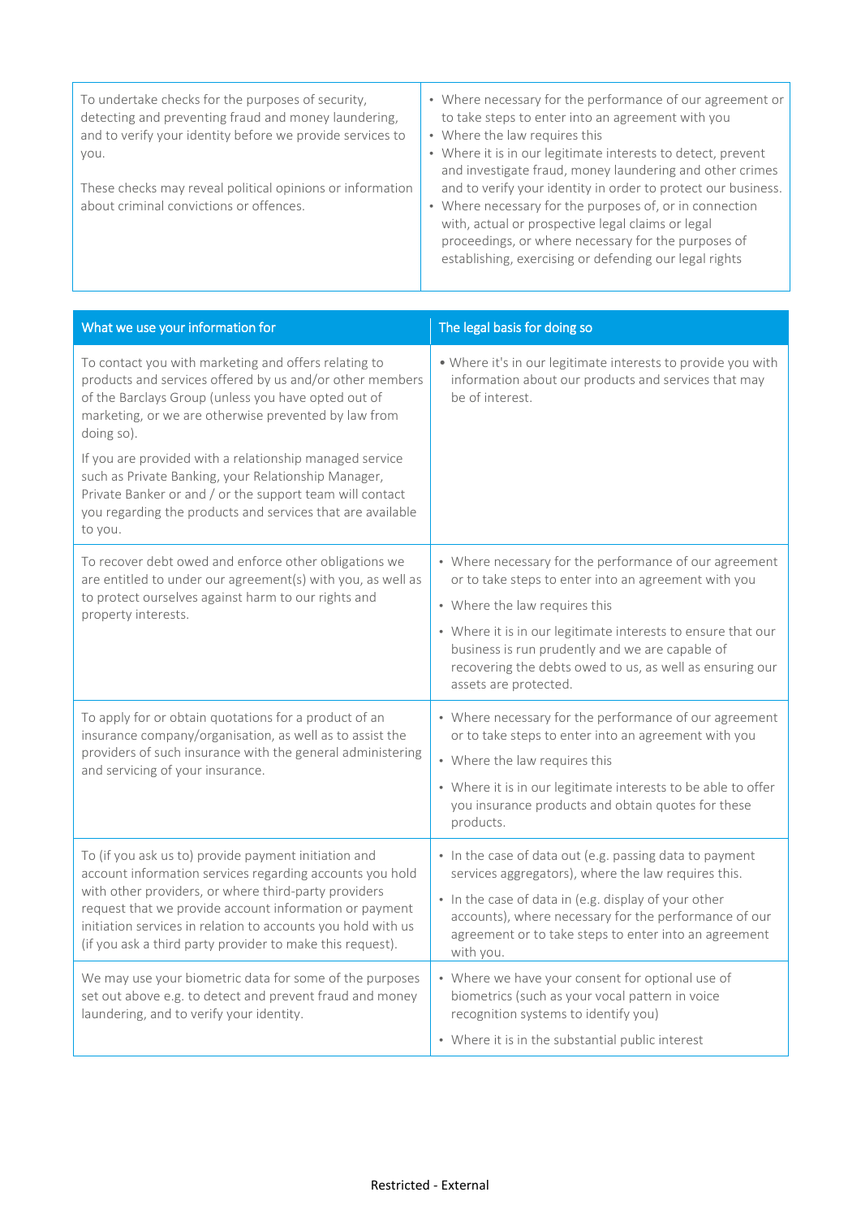| | |
|---|---|
| To undertake checks for the purposes of security, detecting and preventing fraud and money laundering, and to verify your identity before we provide services to you.<br><br>These checks may reveal political opinions or information about criminal convictions or offences. | • Where necessary for the performance of our agreement or to take steps to enter into an agreement with you<br>• Where the law requires this<br>• Where it is in our legitimate interests to detect, prevent and investigate fraud, money laundering and other crimes and to verify your identity in order to protect our business.<br>• Where necessary for the purposes of, or in connection with, actual or prospective legal claims or legal proceedings, or where necessary for the purposes of establishing, exercising or defending our legal rights |

| What we use your information for | The legal basis for doing so |
|---|---|
| To contact you with marketing and offers relating to products and services offered by us and/or other members of the Barclays Group (unless you have opted out of marketing, or we are otherwise prevented by law from doing so).<br><br>If you are provided with a relationship managed service such as Private Banking, your Relationship Manager, Private Banker or and / or the support team will contact you regarding the products and services that are available to you. | • Where it's in our legitimate interests to provide you with information about our products and services that may be of interest. |
| To recover debt owed and enforce other obligations we are entitled to under our agreement(s) with you, as well as to protect ourselves against harm to our rights and property interests. | • Where necessary for the performance of our agreement or to take steps to enter into an agreement with you<br>• Where the law requires this<br>• Where it is in our legitimate interests to ensure that our business is run prudently and we are capable of recovering the debts owed to us, as well as ensuring our assets are protected. |
| To apply for or obtain quotations for a product of an insurance company/organisation, as well as to assist the providers of such insurance with the general administering and servicing of your insurance. | • Where necessary for the performance of our agreement or to take steps to enter into an agreement with you<br>• Where the law requires this<br>• Where it is in our legitimate interests to be able to offer you insurance products and obtain quotes for these products. |
| To (if you ask us to) provide payment initiation and account information services regarding accounts you hold with other providers, or where third-party providers request that we provide account information or payment initiation services in relation to accounts you hold with us (if you ask a third party provider to make this request). | • In the case of data out (e.g. passing data to payment services aggregators), where the law requires this.<br>• In the case of data in (e.g. display of your other accounts), where necessary for the performance of our agreement or to take steps to enter into an agreement with you. |
| We may use your biometric data for some of the purposes set out above e.g. to detect and prevent fraud and money laundering, and to verify your identity. | • Where we have your consent for optional use of biometrics (such as your vocal pattern in voice recognition systems to identify you)<br>• Where it is in the substantial public interest |

Restricted - External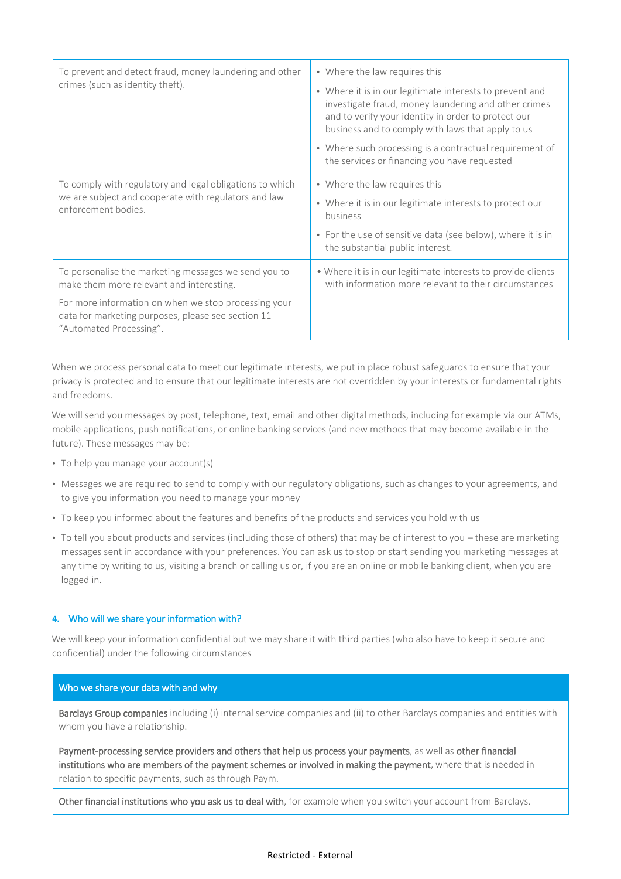| | |
|---|---|
| To prevent and detect fraud, money laundering and other crimes (such as identity theft). | • Where the law requires this<br>• Where it is in our legitimate interests to prevent and investigate fraud, money laundering and other crimes and to verify your identity in order to protect our business and to comply with laws that apply to us<br>• Where such processing is a contractual requirement of the services or financing you have requested |
| To comply with regulatory and legal obligations to which we are subject and cooperate with regulators and law enforcement bodies. | • Where the law requires this<br>• Where it is in our legitimate interests to protect our business<br>• For the use of sensitive data (see below), where it is in the substantial public interest. |
| To personalise the marketing messages we send you to make them more relevant and interesting.<br>For more information on when we stop processing your data for marketing purposes, please see section 11 "Automated Processing". | • Where it is in our legitimate interests to provide clients with information more relevant to their circumstances |

When we process personal data to meet our legitimate interests, we put in place robust safeguards to ensure that your privacy is protected and to ensure that our legitimate interests are not overridden by your interests or fundamental rights and freedoms.

We will send you messages by post, telephone, text, email and other digital methods, including for example via our ATMs, mobile applications, push notifications, or online banking services (and new methods that may become available in the future). These messages may be:

- To help you manage your account(s)
- Messages we are required to send to comply with our regulatory obligations, such as changes to your agreements, and to give you information you need to manage your money
- To keep you informed about the features and benefits of the products and services you hold with us
- To tell you about products and services (including those of others) that may be of interest to you – these are marketing messages sent in accordance with your preferences. You can ask us to stop or start sending you marketing messages at any time by writing to us, visiting a branch or calling us or, if you are an online or mobile banking client, when you are logged in.

## 4. Who will we share your information with?

We will keep your information confidential but we may share it with third parties (who also have to keep it secure and confidential) under the following circumstances

| Who we share your data with and why |
|---|
| **Barclays Group companies** including (i) internal service companies and (ii) to other Barclays companies and entities with whom you have a relationship. |
| **Payment-processing service providers and others that help us process your payments**, as well as **other financial institutions who are members of the payment schemes or involved in making the payment**, where that is needed in relation to specific payments, such as through Paym. |
| **Other financial institutions who you ask us to deal with**, for example when you switch your account from Barclays. |

Restricted - External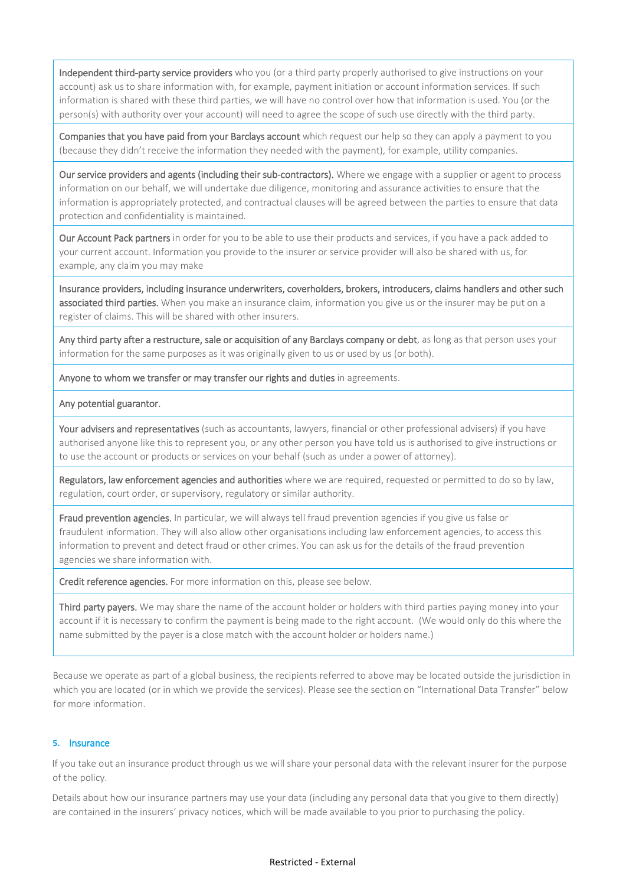| |
|---|
| **Independent third-party service providers** who you (or a third party properly authorised to give instructions on your account) ask us to share information with, for example, payment initiation or account information services. If such information is shared with these third parties, we will have no control over how that information is used. You (or the person(s) with authority over your account) will need to agree the scope of such use directly with the third party. |
| **Companies that you have paid from your Barclays account** which request our help so they can apply a payment to you (because they didn't receive the information they needed with the payment), for example, utility companies. |
| **Our service providers and agents (including their sub-contractors).** Where we engage with a supplier or agent to process information on our behalf, we will undertake due diligence, monitoring and assurance activities to ensure that the information is appropriately protected, and contractual clauses will be agreed between the parties to ensure that data protection and confidentiality is maintained. |
| **Our Account Pack partners** in order for you to be able to use their products and services, if you have a pack added to your current account. Information you provide to the insurer or service provider will also be shared with us, for example, any claim you may make |
| **Insurance providers, including insurance underwriters, coverholders, brokers, introducers, claims handlers and other such associated third parties.** When you make an insurance claim, information you give us or the insurer may be put on a register of claims. This will be shared with other insurers. |
| **Any third party after a restructure, sale or acquisition of any Barclays company or debt**, as long as that person uses your information for the same purposes as it was originally given to us or used by us (or both). |
| **Anyone to whom we transfer or may transfer our rights and duties** in agreements. |
| **Any potential guarantor.** |
| **Your advisers and representatives** (such as accountants, lawyers, financial or other professional advisers) if you have authorised anyone like this to represent you, or any other person you have told us is authorised to give instructions or to use the account or products or services on your behalf (such as under a power of attorney). |
| **Regulators, law enforcement agencies and authorities** where we are required, requested or permitted to do so by law, regulation, court order, or supervisory, regulatory or similar authority. |
| **Fraud prevention agencies.** In particular, we will always tell fraud prevention agencies if you give us false or fraudulent information. They will also allow other organisations including law enforcement agencies, to access this information to prevent and detect fraud or other crimes. You can ask us for the details of the fraud prevention agencies we share information with. |
| **Credit reference agencies.** For more information on this, please see below. |
| **Third party payers.** We may share the name of the account holder or holders with third parties paying money into your account if it is necessary to confirm the payment is being made to the right account. (We would only do this where the name submitted by the payer is a close match with the account holder or holders name.) |

Because we operate as part of a global business, the recipients referred to above may be located outside the jurisdiction in which you are located (or in which we provide the services). Please see the section on "International Data Transfer" below for more information.

## 5. Insurance

If you take out an insurance product through us we will share your personal data with the relevant insurer for the purpose of the policy.

Details about how our insurance partners may use your data (including any personal data that you give to them directly) are contained in the insurers' privacy notices, which will be made available to you prior to purchasing the policy.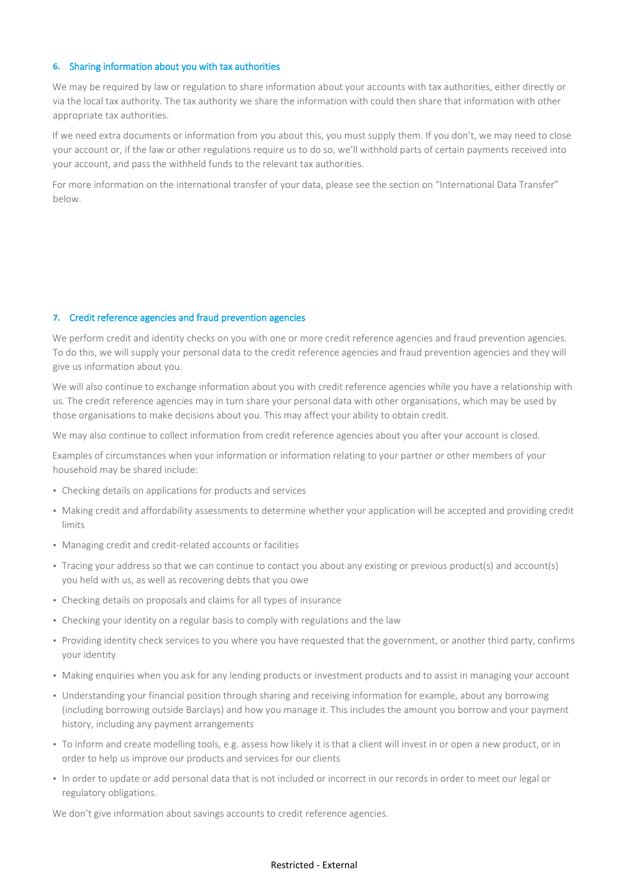## 6. Sharing information about you with tax authorities

We may be required by law or regulation to share information about your accounts with tax authorities, either directly or via the local tax authority. The tax authority we share the information with could then share that information with other appropriate tax authorities.

If we need extra documents or information from you about this, you must supply them. If you don't, we may need to close your account or, if the law or other regulations require us to do so, we'll withhold parts of certain payments received into your account, and pass the withheld funds to the relevant tax authorities.

For more information on the international transfer of your data, please see the section on "International Data Transfer" below.

## 7. Credit reference agencies and fraud prevention agencies

We perform credit and identity checks on you with one or more credit reference agencies and fraud prevention agencies. To do this, we will supply your personal data to the credit reference agencies and fraud prevention agencies and they will give us information about you.

We will also continue to exchange information about you with credit reference agencies while you have a relationship with us. The credit reference agencies may in turn share your personal data with other organisations, which may be used by those organisations to make decisions about you. This may affect your ability to obtain credit.

We may also continue to collect information from credit reference agencies about you after your account is closed.

Examples of circumstances when your information or information relating to your partner or other members of your household may be shared include:

- Checking details on applications for products and services
- Making credit and affordability assessments to determine whether your application will be accepted and providing credit limits
- Managing credit and credit-related accounts or facilities
- Tracing your address so that we can continue to contact you about any existing or previous product(s) and account(s) you held with us, as well as recovering debts that you owe
- Checking details on proposals and claims for all types of insurance
- Checking your identity on a regular basis to comply with regulations and the law
- Providing identity check services to you where you have requested that the government, or another third party, confirms your identity
- Making enquiries when you ask for any lending products or investment products and to assist in managing your account
- Understanding your financial position through sharing and receiving information for example, about any borrowing (including borrowing outside Barclays) and how you manage it. This includes the amount you borrow and your payment history, including any payment arrangements
- To inform and create modelling tools, e.g. assess how likely it is that a client will invest in or open a new product, or in order to help us improve our products and services for our clients
- In order to update or add personal data that is not included or incorrect in our records in order to meet our legal or regulatory obligations.

We don't give information about savings accounts to credit reference agencies.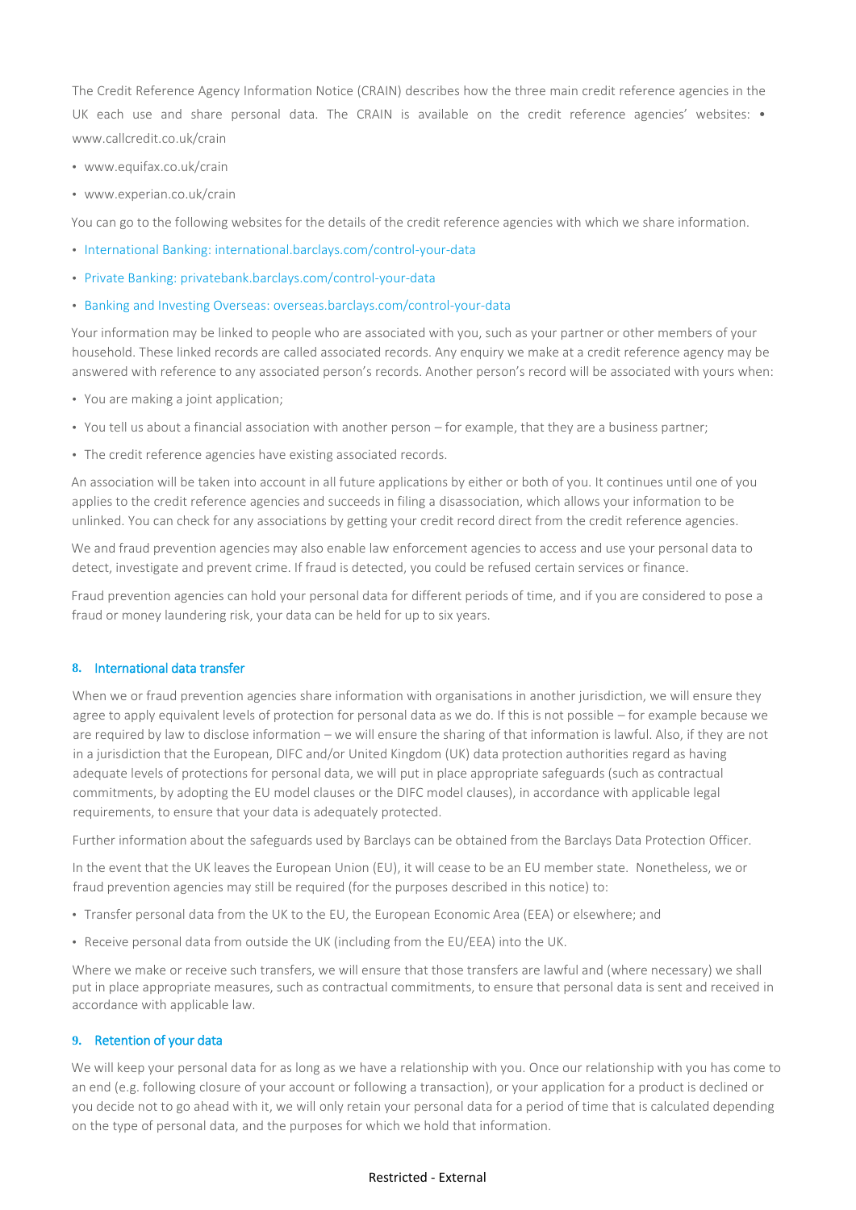The Credit Reference Agency Information Notice (CRAIN) describes how the three main credit reference agencies in the UK each use and share personal data. The CRAIN is available on the credit reference agencies' websites: • www.callcredit.co.uk/crain

- www.equifax.co.uk/crain
- www.experian.co.uk/crain

You can go to the following websites for the details of the credit reference agencies with which we share information.

- International Banking: international.barclays.com/control-your-data
- Private Banking: privatebank.barclays.com/control-your-data
- Banking and Investing Overseas: overseas.barclays.com/control-your-data

Your information may be linked to people who are associated with you, such as your partner or other members of your household. These linked records are called associated records. Any enquiry we make at a credit reference agency may be answered with reference to any associated person's records. Another person's record will be associated with yours when:

- You are making a joint application;
- You tell us about a financial association with another person – for example, that they are a business partner;
- The credit reference agencies have existing associated records.

An association will be taken into account in all future applications by either or both of you. It continues until one of you applies to the credit reference agencies and succeeds in filing a disassociation, which allows your information to be unlinked. You can check for any associations by getting your credit record direct from the credit reference agencies.

We and fraud prevention agencies may also enable law enforcement agencies to access and use your personal data to detect, investigate and prevent crime. If fraud is detected, you could be refused certain services or finance.

Fraud prevention agencies can hold your personal data for different periods of time, and if you are considered to pose a fraud or money laundering risk, your data can be held for up to six years.

## 8. International data transfer

When we or fraud prevention agencies share information with organisations in another jurisdiction, we will ensure they agree to apply equivalent levels of protection for personal data as we do. If this is not possible – for example because we are required by law to disclose information – we will ensure the sharing of that information is lawful. Also, if they are not in a jurisdiction that the European, DIFC and/or United Kingdom (UK) data protection authorities regard as having adequate levels of protections for personal data, we will put in place appropriate safeguards (such as contractual commitments, by adopting the EU model clauses or the DIFC model clauses), in accordance with applicable legal requirements, to ensure that your data is adequately protected.

Further information about the safeguards used by Barclays can be obtained from the Barclays Data Protection Officer.

In the event that the UK leaves the European Union (EU), it will cease to be an EU member state. Nonetheless, we or fraud prevention agencies may still be required (for the purposes described in this notice) to:

- Transfer personal data from the UK to the EU, the European Economic Area (EEA) or elsewhere; and
- Receive personal data from outside the UK (including from the EU/EEA) into the UK.

Where we make or receive such transfers, we will ensure that those transfers are lawful and (where necessary) we shall put in place appropriate measures, such as contractual commitments, to ensure that personal data is sent and received in accordance with applicable law.

## 9. Retention of your data

We will keep your personal data for as long as we have a relationship with you. Once our relationship with you has come to an end (e.g. following closure of your account or following a transaction), or your application for a product is declined or you decide not to go ahead with it, we will only retain your personal data for a period of time that is calculated depending on the type of personal data, and the purposes for which we hold that information.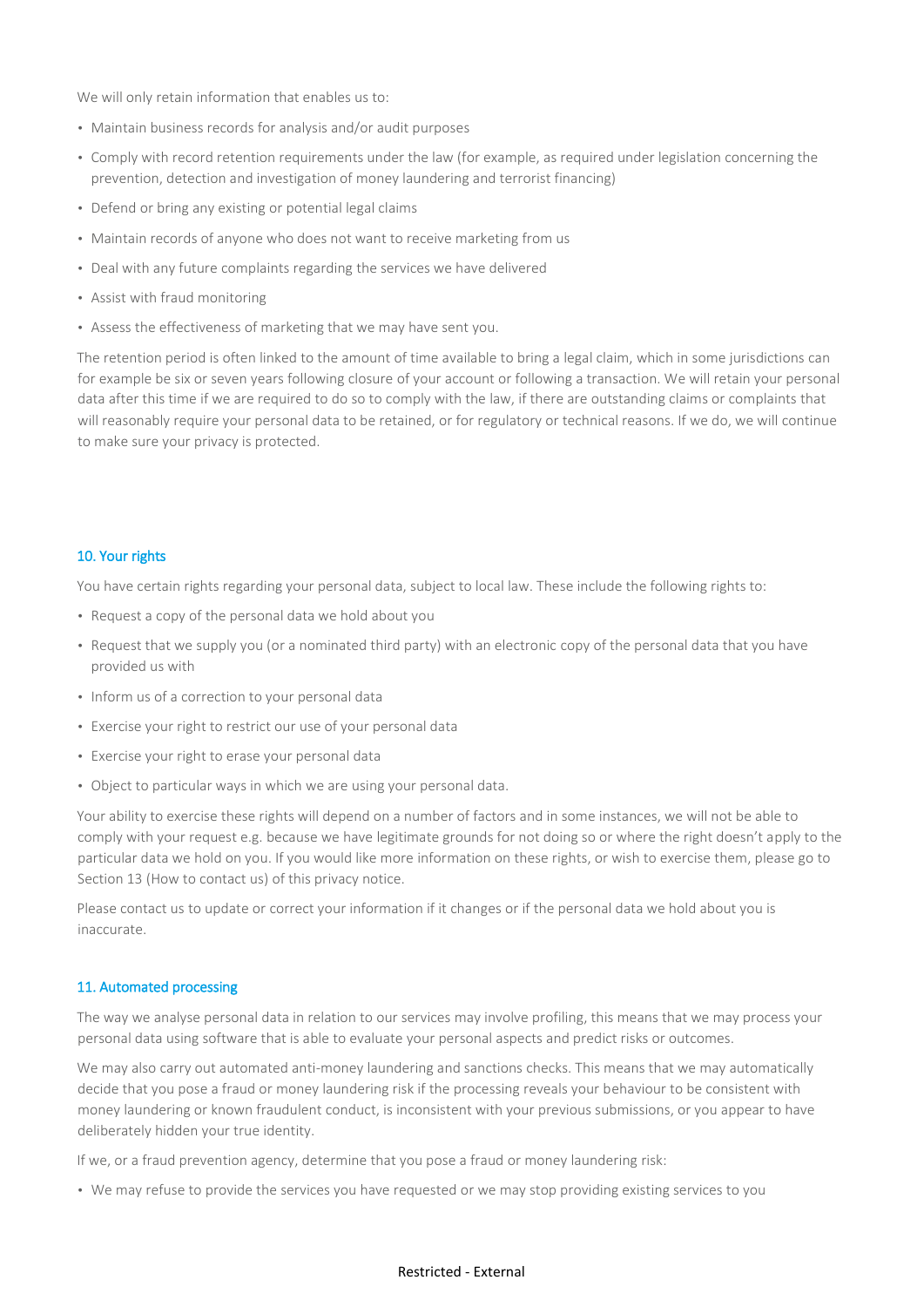We will only retain information that enables us to:

- Maintain business records for analysis and/or audit purposes
- Comply with record retention requirements under the law (for example, as required under legislation concerning the prevention, detection and investigation of money laundering and terrorist financing)
- Defend or bring any existing or potential legal claims
- Maintain records of anyone who does not want to receive marketing from us
- Deal with any future complaints regarding the services we have delivered
- Assist with fraud monitoring
- Assess the effectiveness of marketing that we may have sent you.

The retention period is often linked to the amount of time available to bring a legal claim, which in some jurisdictions can for example be six or seven years following closure of your account or following a transaction. We will retain your personal data after this time if we are required to do so to comply with the law, if there are outstanding claims or complaints that will reasonably require your personal data to be retained, or for regulatory or technical reasons. If we do, we will continue to make sure your privacy is protected.

## 10. Your rights

You have certain rights regarding your personal data, subject to local law. These include the following rights to:

- Request a copy of the personal data we hold about you
- Request that we supply you (or a nominated third party) with an electronic copy of the personal data that you have provided us with
- Inform us of a correction to your personal data
- Exercise your right to restrict our use of your personal data
- Exercise your right to erase your personal data
- Object to particular ways in which we are using your personal data.

Your ability to exercise these rights will depend on a number of factors and in some instances, we will not be able to comply with your request e.g. because we have legitimate grounds for not doing so or where the right doesn't apply to the particular data we hold on you. If you would like more information on these rights, or wish to exercise them, please go to Section 13 (How to contact us) of this privacy notice.

Please contact us to update or correct your information if it changes or if the personal data we hold about you is inaccurate.

## 11. Automated processing

The way we analyse personal data in relation to our services may involve profiling, this means that we may process your personal data using software that is able to evaluate your personal aspects and predict risks or outcomes.

We may also carry out automated anti-money laundering and sanctions checks. This means that we may automatically decide that you pose a fraud or money laundering risk if the processing reveals your behaviour to be consistent with money laundering or known fraudulent conduct, is inconsistent with your previous submissions, or you appear to have deliberately hidden your true identity.

If we, or a fraud prevention agency, determine that you pose a fraud or money laundering risk:

- We may refuse to provide the services you have requested or we may stop providing existing services to you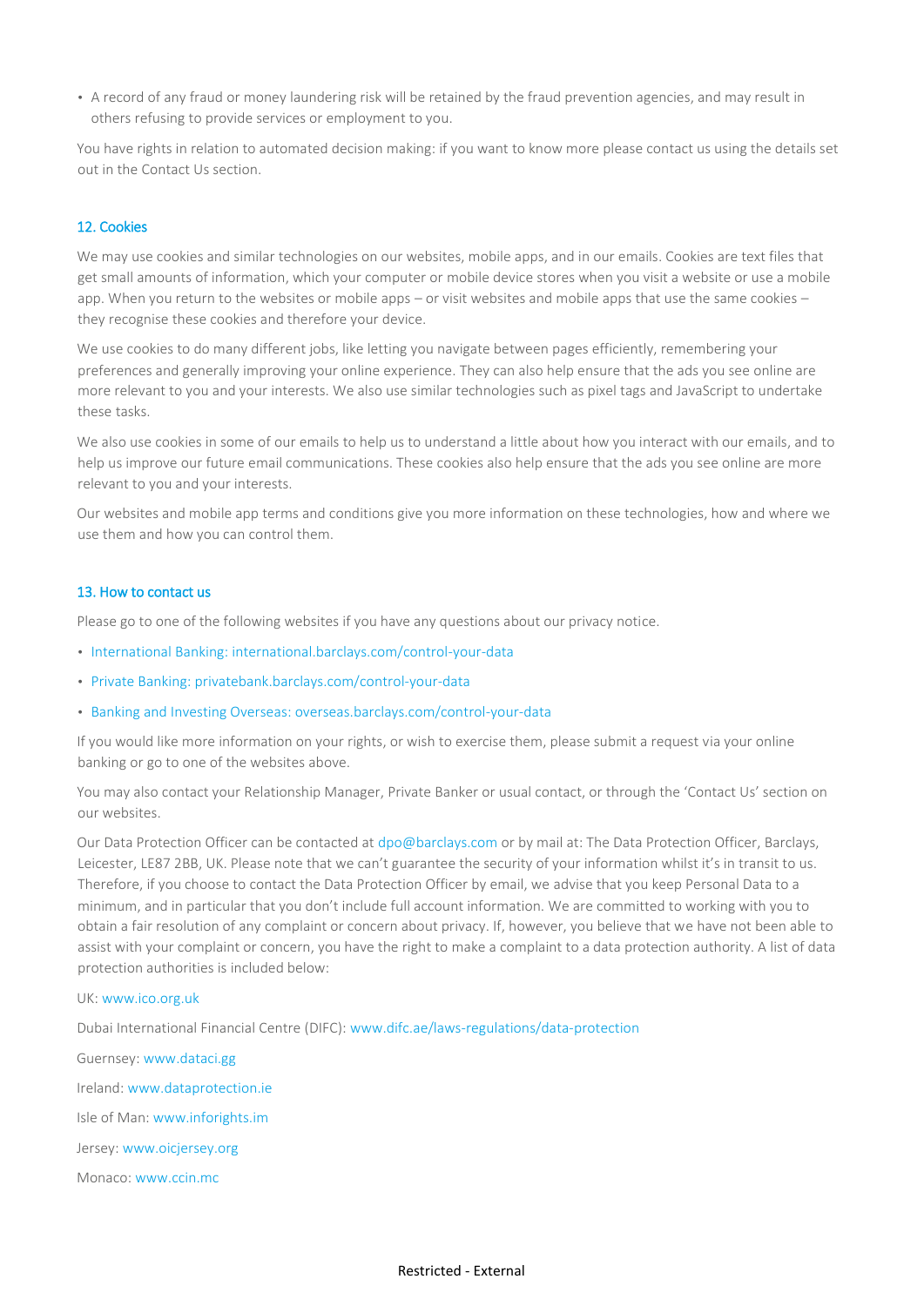- A record of any fraud or money laundering risk will be retained by the fraud prevention agencies, and may result in others refusing to provide services or employment to you.

You have rights in relation to automated decision making: if you want to know more please contact us using the details set out in the Contact Us section.

## 12. Cookies

We may use cookies and similar technologies on our websites, mobile apps, and in our emails. Cookies are text files that get small amounts of information, which your computer or mobile device stores when you visit a website or use a mobile app. When you return to the websites or mobile apps – or visit websites and mobile apps that use the same cookies – they recognise these cookies and therefore your device.

We use cookies to do many different jobs, like letting you navigate between pages efficiently, remembering your preferences and generally improving your online experience. They can also help ensure that the ads you see online are more relevant to you and your interests. We also use similar technologies such as pixel tags and JavaScript to undertake these tasks.

We also use cookies in some of our emails to help us to understand a little about how you interact with our emails, and to help us improve our future email communications. These cookies also help ensure that the ads you see online are more relevant to you and your interests.

Our websites and mobile app terms and conditions give you more information on these technologies, how and where we use them and how you can control them.

## 13. How to contact us

Please go to one of the following websites if you have any questions about our privacy notice.

- International Banking: international.barclays.com/control-your-data
- Private Banking: privatebank.barclays.com/control-your-data
- Banking and Investing Overseas: overseas.barclays.com/control-your-data

If you would like more information on your rights, or wish to exercise them, please submit a request via your online banking or go to one of the websites above.

You may also contact your Relationship Manager, Private Banker or usual contact, or through the 'Contact Us' section on our websites.

Our Data Protection Officer can be contacted at dpo@barclays.com or by mail at: The Data Protection Officer, Barclays, Leicester, LE87 2BB, UK. Please note that we can't guarantee the security of your information whilst it's in transit to us. Therefore, if you choose to contact the Data Protection Officer by email, we advise that you keep Personal Data to a minimum, and in particular that you don't include full account information. We are committed to working with you to obtain a fair resolution of any complaint or concern about privacy. If, however, you believe that we have not been able to assist with your complaint or concern, you have the right to make a complaint to a data protection authority. A list of data protection authorities is included below:

UK: www.ico.org.uk

Dubai International Financial Centre (DIFC): www.difc.ae/laws-regulations/data-protection

Guernsey: www.dataci.gg

Ireland: www.dataprotection.ie

Isle of Man: www.inforights.im

Jersey: www.oicjersey.org

Monaco: www.ccin.mc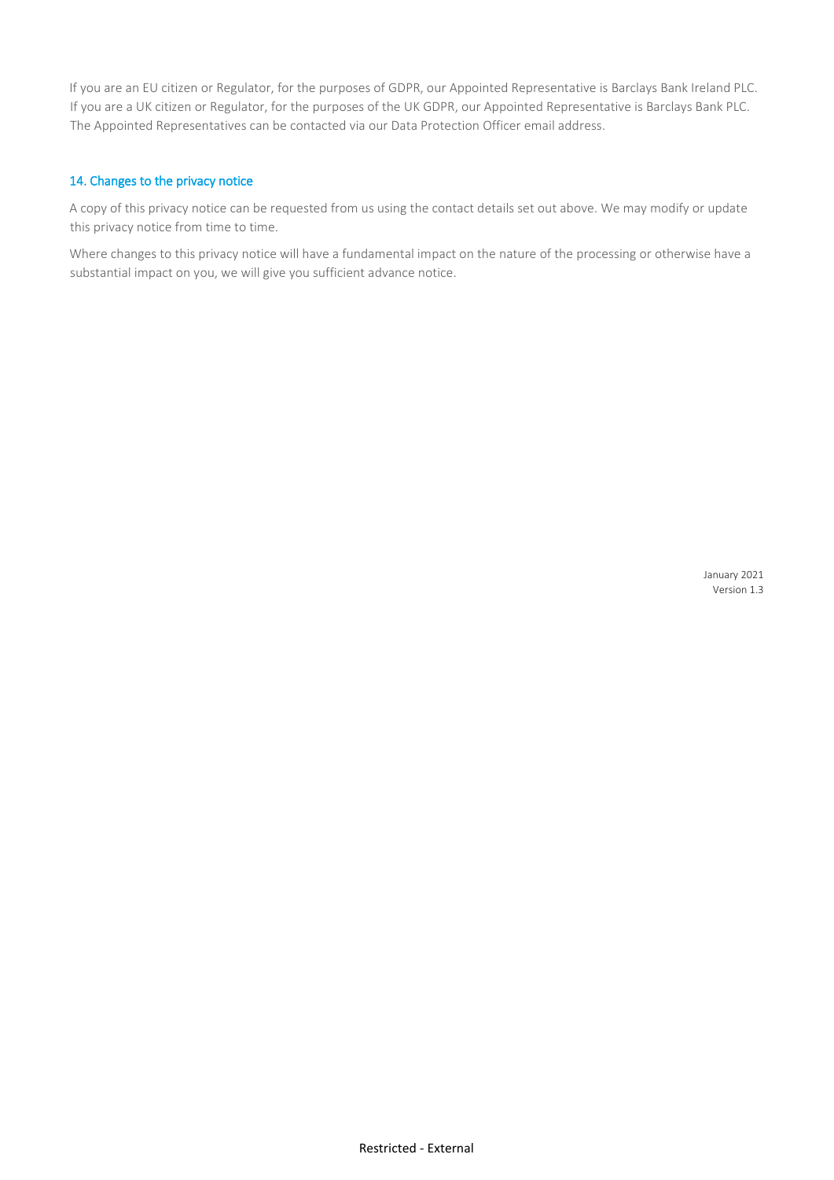If you are an EU citizen or Regulator, for the purposes of GDPR, our Appointed Representative is Barclays Bank Ireland PLC. If you are a UK citizen or Regulator, for the purposes of the UK GDPR, our Appointed Representative is Barclays Bank PLC. The Appointed Representatives can be contacted via our Data Protection Officer email address.

## 14. Changes to the privacy notice

A copy of this privacy notice can be requested from us using the contact details set out above. We may modify or update this privacy notice from time to time.

Where changes to this privacy notice will have a fundamental impact on the nature of the processing or otherwise have a substantial impact on you, we will give you sufficient advance notice.

January 2021
Version 1.3

Restricted - External